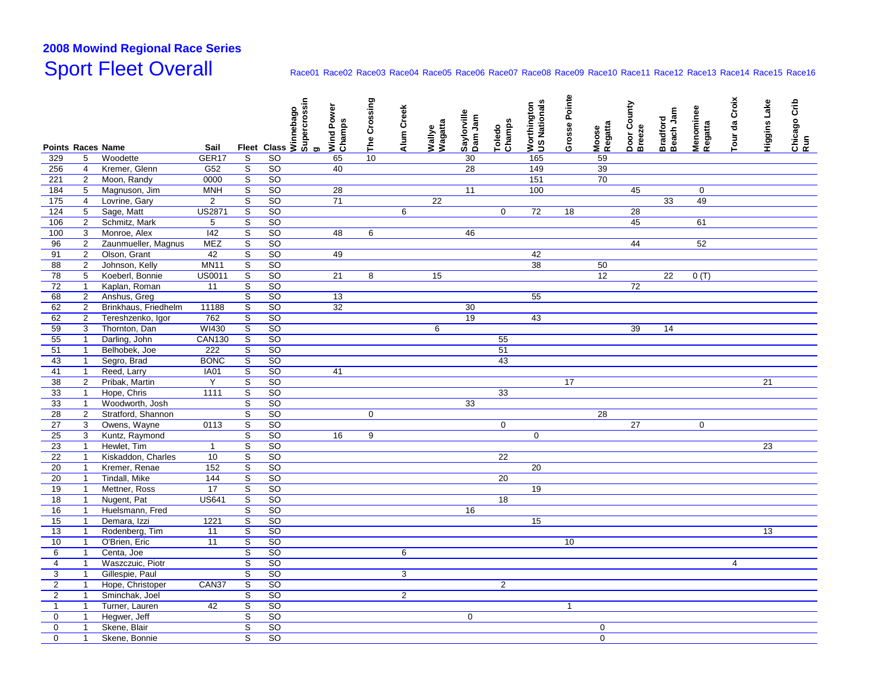## 2008 Mowind Regional Race Series

# Sport Fleet Overall

Race01 Race02 Race03 Race04 Race05 Race06 Race07 Race08 Race09 Race10 Race11 Race12 Race13 Race14 Race15 Race16

| Points | Races | Name | Sail | Fleet | Class | Winnebago Supercrossing | Wind Power Champs | The Crossing | Alum Creek | Wallye Wagatta | Saylorville Dam Jam | Toledo Champs | Worthington US Nationals | Grosse Pointe | Moose Regatta | Door County Breeze | Bradford Beach Jam | Menominee Regatta | Tour da Croix | Higgins Lake | Chicago Crib Run |
|---|---|---|---|---|---|---|---|---|---|---|---|---|---|---|---|---|---|---|---|---|---|
| 329 | 5 | Woodette | GER17 | S | SO | | 65 | 10 | | | 30 | | 165 | | 59 | | | | | | |
| 256 | 4 | Kremer, Glenn | G52 | S | SO | | 40 | | | | 28 | | 149 | | 39 | | | | | | |
| 221 | 2 | Moon, Randy | 0000 | S | SO | | | | | | | | 151 | | 70 | | | | | | |
| 184 | 5 | Magnuson, Jim | MNH | S | SO | | 28 | | | | 11 | | 100 | | | 45 | | 0 | | | |
| 175 | 4 | Lovrine, Gary | 2 | S | SO | | 71 | | | 22 | | | | | | | 33 | 49 | | | |
| 124 | 5 | Sage, Matt | US2871 | S | SO | | | | 6 | | | 0 | 72 | 18 | | 28 | | | | | |
| 106 | 2 | Schmitz, Mark | 5 | S | SO | | | | | | | | | | | 45 | | 61 | | | |
| 100 | 3 | Monroe, Alex | I42 | S | SO | | 48 | 6 | | | 46 | | | | | | | | | | |
| 96 | 2 | Zaunmueller, Magnus | MEZ | S | SO | | | | | | | | | | | 44 | | 52 | | | |
| 91 | 2 | Olson, Grant | 42 | S | SO | | 49 | | | | | | 42 | | | | | | | | |
| 88 | 2 | Johnson, Kelly | MN11 | S | SO | | | | | | | | 38 | | 50 | | | | | | |
| 78 | 5 | Koeberl, Bonnie | US0011 | S | SO | | 21 | 8 | | 15 | | | | | 12 | | 22 | 0 (T) | | | |
| 72 | 1 | Kaplan, Roman | 11 | S | SO | | | | | | | | | | | 72 | | | | | |
| 68 | 2 | Anshus, Greg | | S | SO | | 13 | | | | | | 55 | | | | | | | | |
| 62 | 2 | Brinkhaus, Friedhelm | 11188 | S | SO | | 32 | | | | 30 | | | | | | | | | | |
| 62 | 2 | Tereshzenko, Igor | 762 | S | SO | | | | | | 19 | | 43 | | | | | | | | |
| 59 | 3 | Thornton, Dan | WI430 | S | SO | | | | | 6 | | | | | | 39 | 14 | | | | |
| 55 | 1 | Darling, John | CAN130 | S | SO | | | | | | | 55 | | | | | | | | | |
| 51 | 1 | Belhobek, Joe | 222 | S | SO | | | | | | | 51 | | | | | | | | | |
| 43 | 1 | Segro, Brad | BONC | S | SO | | | | | | | 43 | | | | | | | | | |
| 41 | 1 | Reed, Larry | IA01 | S | SO | | 41 | | | | | | | | | | | | | | |
| 38 | 2 | Pribak, Martin | Y | S | SO | | | | | | | | | 17 | | | | | | 21 | |
| 33 | 1 | Hope, Chris | 1111 | S | SO | | | | | | | 33 | | | | | | | | | |
| 33 | 1 | Woodworth, Josh | | S | SO | | | | | | 33 | | | | | | | | | | |
| 28 | 2 | Stratford, Shannon | | S | SO | | | 0 | | | | | | | 28 | | | | | | |
| 27 | 3 | Owens, Wayne | 0113 | S | SO | | | | | | | 0 | | | | 27 | | 0 | | | |
| 25 | 3 | Kuntz, Raymond | | S | SO | | 16 | 9 | | | | | 0 | | | | | | | | |
| 23 | 1 | Hewlet, Tim | 1 | S | SO | | | | | | | | | | | | | | | 23 | |
| 22 | 1 | Kiskaddon, Charles | 10 | S | SO | | | | | | | 22 | | | | | | | | | |
| 20 | 1 | Kremer, Renae | 152 | S | SO | | | | | | | | 20 | | | | | | | | |
| 20 | 1 | Tindall, Mike | 144 | S | SO | | | | | | | 20 | | | | | | | | | |
| 19 | 1 | Mettner, Ross | 17 | S | SO | | | | | | | | 19 | | | | | | | | |
| 18 | 1 | Nugent, Pat | US641 | S | SO | | | | | | | 18 | | | | | | | | | |
| 16 | 1 | Huelsmann, Fred | | S | SO | | | | | | 16 | | | | | | | | | | |
| 15 | 1 | Demara, Izzi | 1221 | S | SO | | | | | | | | 15 | | | | | | | | |
| 13 | 1 | Rodenberg, Tim | 11 | S | SO | | | | | | | | | | | | | | | 13 | |
| 10 | 1 | O'Brien, Eric | 11 | S | SO | | | | | | | | | 10 | | | | | | | |
| 6 | 1 | Centa, Joe | | S | SO | | | | 6 | | | | | | | | | | | | |
| 4 | 1 | Waszczuic, Piotr | | S | SO | | | | | | | | | | | | | | 4 | | |
| 3 | 1 | Gillespie, Paul | | S | SO | | | | 3 | | | | | | | | | | | | |
| 2 | 1 | Hope, Christoper | CAN37 | S | SO | | | | | | | 2 | | | | | | | | | |
| 2 | 1 | Sminchak, Joel | | S | SO | | | | 2 | | | | | | | | | | | | |
| 1 | 1 | Turner, Lauren | 42 | S | SO | | | | | | | | | 1 | | | | | | | |
| 0 | 1 | Hegwer, Jeff | | S | SO | | | | | | 0 | | | | | | | | | | |
| 0 | 1 | Skene, Blair | | S | SO | | | | | | | | | | 0 | | | | | | |
| 0 | 1 | Skene, Bonnie | | S | SO | | | | | | | | | | 0 | | | | | | |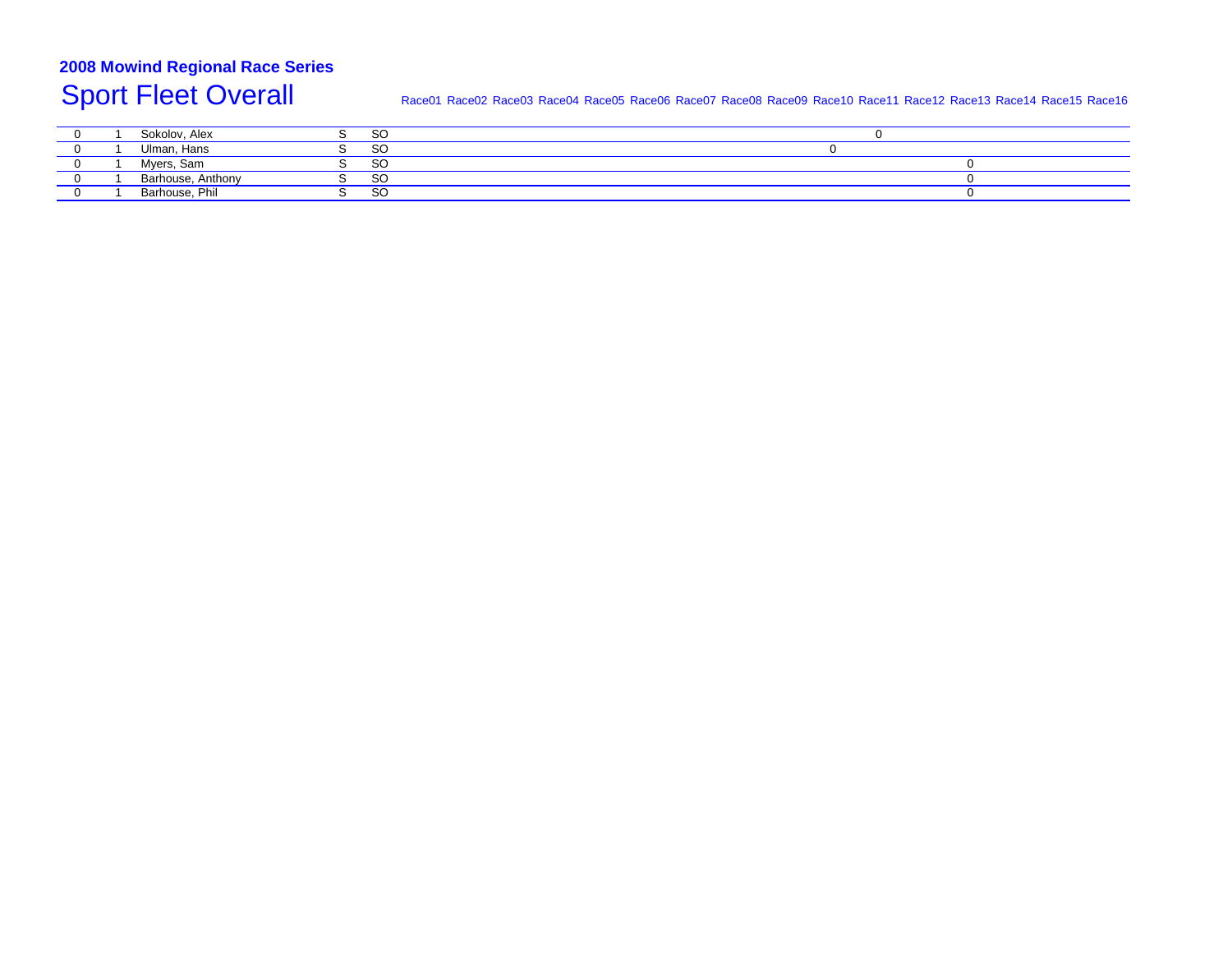**2008 Mowind Regional Race Series**

# Sport Fleet Overall

| | | | | | Race01 | Race02 | Race03 | Race04 | Race05 | Race06 | Race07 | Race08 | Race09 | Race10 | Race11 | Race12 | Race13 | Race14 | Race15 | Race16 |
|---|---|---|---|---|---|---|---|---|---|---|---|---|---|---|---|---|---|---|---|---|
| 0 | 1 | Sokolov, Alex | S | SO | | | | | | | | | | | 0 | | | | | |
| 0 | 1 | Ulman, Hans | S | SO | | | | | | | | | | 0 | | | | | | |
| 0 | 1 | Myers, Sam | S | SO | | | | | | | | | | | | | 0 | | | |
| 0 | 1 | Barhouse, Anthony | S | SO | | | | | | | | | | | | | 0 | | | |
| 0 | 1 | Barhouse, Phil | S | SO | | | | | | | | | | | | | 0 | | | |